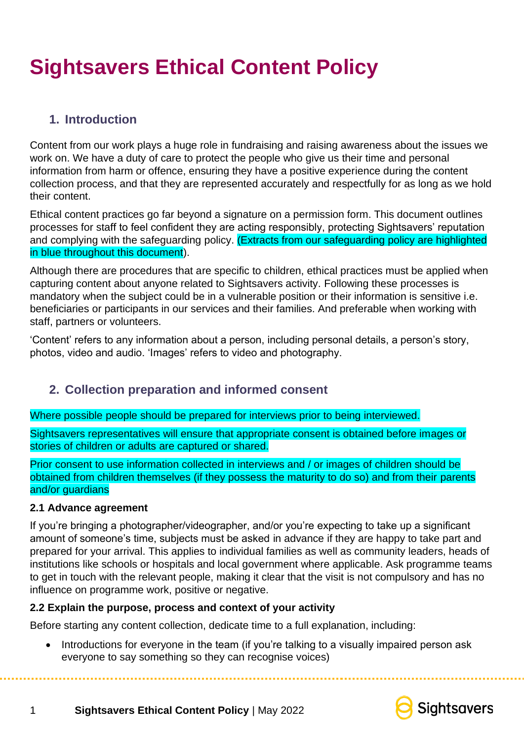# Sightsavers Ethical Content Policy

## 1. Introduction

Content from our work plays a huge role in fundraising and raising awareness about the issues we work on. We have a duty of care to protect the people who give us their time and personal information from harm or offence, ensuring they have a positive experience during the content collection process, and that they are represented accurately and respectfully for as long as we hold their content.

Ethical content practices go far beyond a signature on a permission form. This document outlines processes for staff to feel confident they are acting responsibly, protecting Sightsavers' reputation and complying with the safeguarding policy. (Extracts from our safeguarding policy are highlighted in blue throughout this document).

Although there are procedures that are specific to children, ethical practices must be applied when capturing content about anyone related to Sightsavers activity. Following these processes is mandatory when the subject could be in a vulnerable position or their information is sensitive i.e. beneficiaries or participants in our services and their families. And preferable when working with staff, partners or volunteers.

'Content' refers to any information about a person, including personal details, a person's story, photos, video and audio. 'Images' refers to video and photography.

## 2. Collection preparation and informed consent

Where possible people should be prepared for interviews prior to being interviewed.

Sightsavers representatives will ensure that appropriate consent is obtained before images or stories of children or adults are captured or shared.

Prior consent to use information collected in interviews and / or images of children should be obtained from children themselves (if they possess the maturity to do so) and from their parents and/or guardians

### 2.1 Advance agreement

If you're bringing a photographer/videographer, and/or you're expecting to take up a significant amount of someone's time, subjects must be asked in advance if they are happy to take part and prepared for your arrival. This applies to individual families as well as community leaders, heads of institutions like schools or hospitals and local government where applicable. Ask programme teams to get in touch with the relevant people, making it clear that the visit is not compulsory and has no influence on programme work, positive or negative.

### 2.2 Explain the purpose, process and context of your activity

Before starting any content collection, dedicate time to a full explanation, including:

- Introductions for everyone in the team (if you're talking to a visually impaired person ask everyone to say something so they can recognise voices)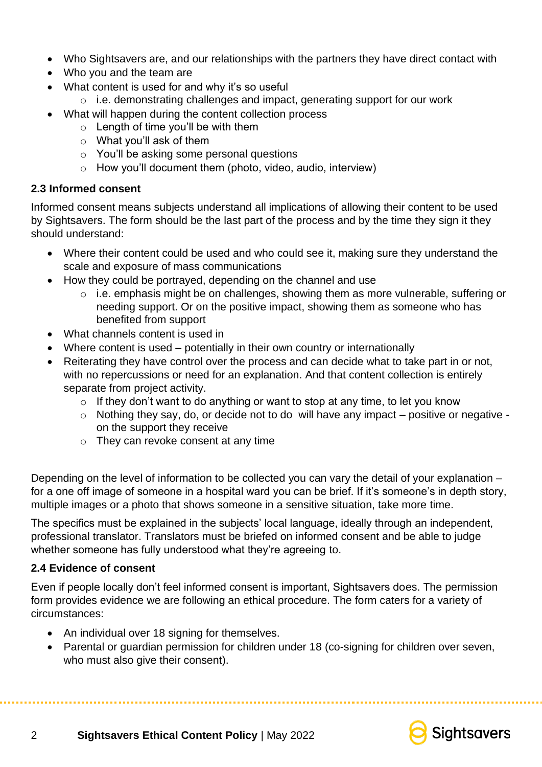- Who Sightsavers are, and our relationships with the partners they have direct contact with
- Who you and the team are
- What content is used for and why it's so useful
  - i.e. demonstrating challenges and impact, generating support for our work
- What will happen during the content collection process
  - Length of time you'll be with them
  - What you'll ask of them
  - You'll be asking some personal questions
  - How you'll document them (photo, video, audio, interview)

### 2.3 Informed consent

Informed consent means subjects understand all implications of allowing their content to be used by Sightsavers. The form should be the last part of the process and by the time they sign it they should understand:

- Where their content could be used and who could see it, making sure they understand the scale and exposure of mass communications
- How they could be portrayed, depending on the channel and use
  - i.e. emphasis might be on challenges, showing them as more vulnerable, suffering or needing support. Or on the positive impact, showing them as someone who has benefited from support
- What channels content is used in
- Where content is used – potentially in their own country or internationally
- Reiterating they have control over the process and can decide what to take part in or not, with no repercussions or need for an explanation. And that content collection is entirely separate from project activity.
  - If they don't want to do anything or want to stop at any time, to let you know
  - Nothing they say, do, or decide not to do will have any impact – positive or negative - on the support they receive
  - They can revoke consent at any time

Depending on the level of information to be collected you can vary the detail of your explanation – for a one off image of someone in a hospital ward you can be brief. If it's someone's in depth story, multiple images or a photo that shows someone in a sensitive situation, take more time.

The specifics must be explained in the subjects' local language, ideally through an independent, professional translator. Translators must be briefed on informed consent and be able to judge whether someone has fully understood what they're agreeing to.

### 2.4 Evidence of consent

Even if people locally don't feel informed consent is important, Sightsavers does. The permission form provides evidence we are following an ethical procedure. The form caters for a variety of circumstances:

- An individual over 18 signing for themselves.
- Parental or guardian permission for children under 18 (co-signing for children over seven, who must also give their consent).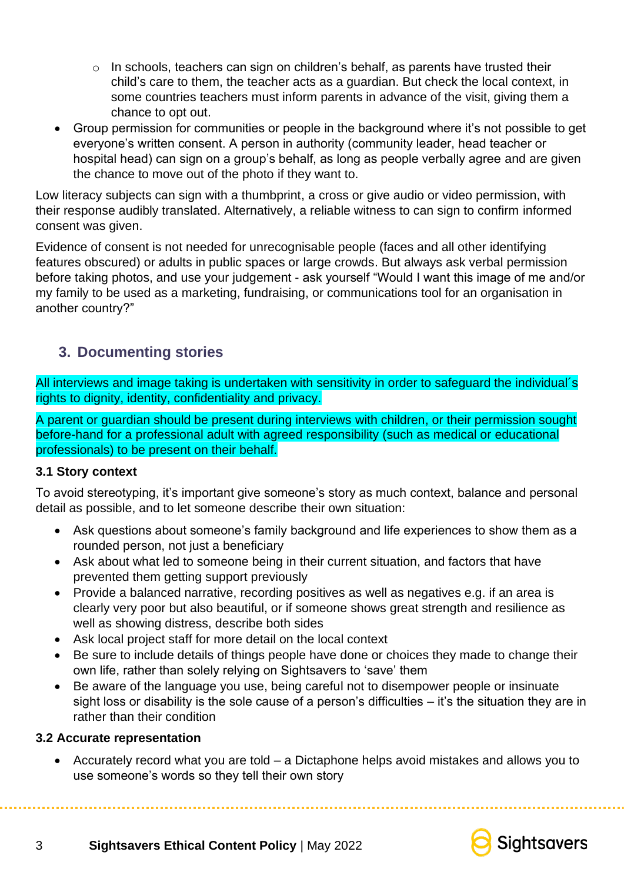- In schools, teachers can sign on children's behalf, as parents have trusted their child's care to them, the teacher acts as a guardian. But check the local context, in some countries teachers must inform parents in advance of the visit, giving them a chance to opt out.
- Group permission for communities or people in the background where it's not possible to get everyone's written consent. A person in authority (community leader, head teacher or hospital head) can sign on a group's behalf, as long as people verbally agree and are given the chance to move out of the photo if they want to.

Low literacy subjects can sign with a thumbprint, a cross or give audio or video permission, with their response audibly translated. Alternatively, a reliable witness to can sign to confirm informed consent was given.

Evidence of consent is not needed for unrecognisable people (faces and all other identifying features obscured) or adults in public spaces or large crowds. But always ask verbal permission before taking photos, and use your judgement - ask yourself "Would I want this image of me and/or my family to be used as a marketing, fundraising, or communications tool for an organisation in another country?"

## 3. Documenting stories

All interviews and image taking is undertaken with sensitivity in order to safeguard the individual´s rights to dignity, identity, confidentiality and privacy.

A parent or guardian should be present during interviews with children, or their permission sought before-hand for a professional adult with agreed responsibility (such as medical or educational professionals) to be present on their behalf.

### 3.1 Story context

To avoid stereotyping, it's important give someone's story as much context, balance and personal detail as possible, and to let someone describe their own situation:

- Ask questions about someone's family background and life experiences to show them as a rounded person, not just a beneficiary
- Ask about what led to someone being in their current situation, and factors that have prevented them getting support previously
- Provide a balanced narrative, recording positives as well as negatives e.g. if an area is clearly very poor but also beautiful, or if someone shows great strength and resilience as well as showing distress, describe both sides
- Ask local project staff for more detail on the local context
- Be sure to include details of things people have done or choices they made to change their own life, rather than solely relying on Sightsavers to 'save' them
- Be aware of the language you use, being careful not to disempower people or insinuate sight loss or disability is the sole cause of a person's difficulties – it's the situation they are in rather than their condition

### 3.2 Accurate representation

- Accurately record what you are told – a Dictaphone helps avoid mistakes and allows you to use someone's words so they tell their own story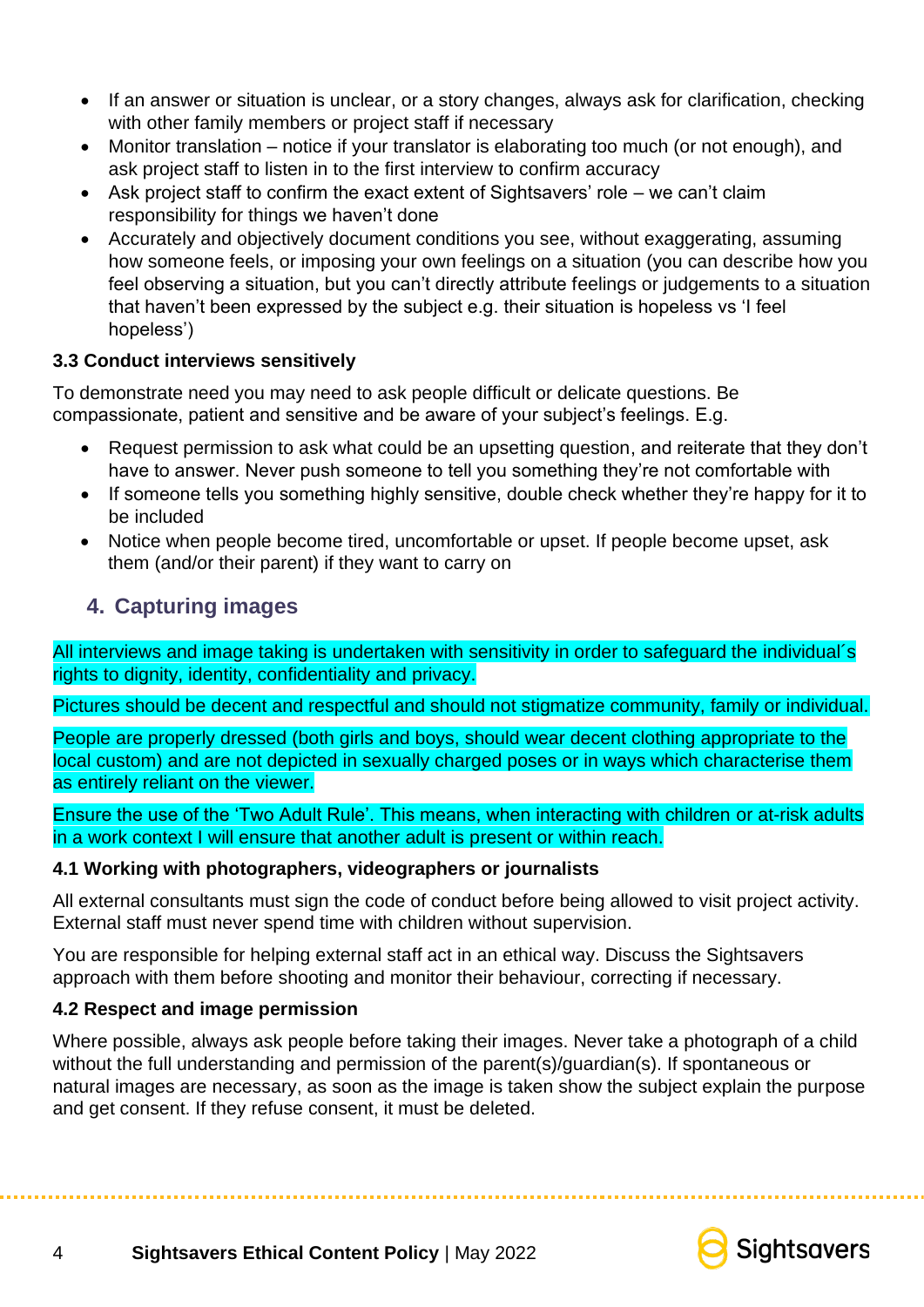- If an answer or situation is unclear, or a story changes, always ask for clarification, checking with other family members or project staff if necessary
- Monitor translation – notice if your translator is elaborating too much (or not enough), and ask project staff to listen in to the first interview to confirm accuracy
- Ask project staff to confirm the exact extent of Sightsavers' role – we can't claim responsibility for things we haven't done
- Accurately and objectively document conditions you see, without exaggerating, assuming how someone feels, or imposing your own feelings on a situation (you can describe how you feel observing a situation, but you can't directly attribute feelings or judgements to a situation that haven't been expressed by the subject e.g. their situation is hopeless vs 'I feel hopeless')

### 3.3 Conduct interviews sensitively

To demonstrate need you may need to ask people difficult or delicate questions. Be compassionate, patient and sensitive and be aware of your subject's feelings. E.g.

- Request permission to ask what could be an upsetting question, and reiterate that they don't have to answer. Never push someone to tell you something they're not comfortable with
- If someone tells you something highly sensitive, double check whether they're happy for it to be included
- Notice when people become tired, uncomfortable or upset. If people become upset, ask them (and/or their parent) if they want to carry on

## 4. Capturing images

All interviews and image taking is undertaken with sensitivity in order to safeguard the individual´s rights to dignity, identity, confidentiality and privacy.

Pictures should be decent and respectful and should not stigmatize community, family or individual.

People are properly dressed (both girls and boys, should wear decent clothing appropriate to the local custom) and are not depicted in sexually charged poses or in ways which characterise them as entirely reliant on the viewer.

Ensure the use of the 'Two Adult Rule'. This means, when interacting with children or at-risk adults in a work context I will ensure that another adult is present or within reach.

### 4.1 Working with photographers, videographers or journalists

All external consultants must sign the code of conduct before being allowed to visit project activity. External staff must never spend time with children without supervision.

You are responsible for helping external staff act in an ethical way. Discuss the Sightsavers approach with them before shooting and monitor their behaviour, correcting if necessary.

### 4.2 Respect and image permission

Where possible, always ask people before taking their images. Never take a photograph of a child without the full understanding and permission of the parent(s)/guardian(s). If spontaneous or natural images are necessary, as soon as the image is taken show the subject explain the purpose and get consent. If they refuse consent, it must be deleted.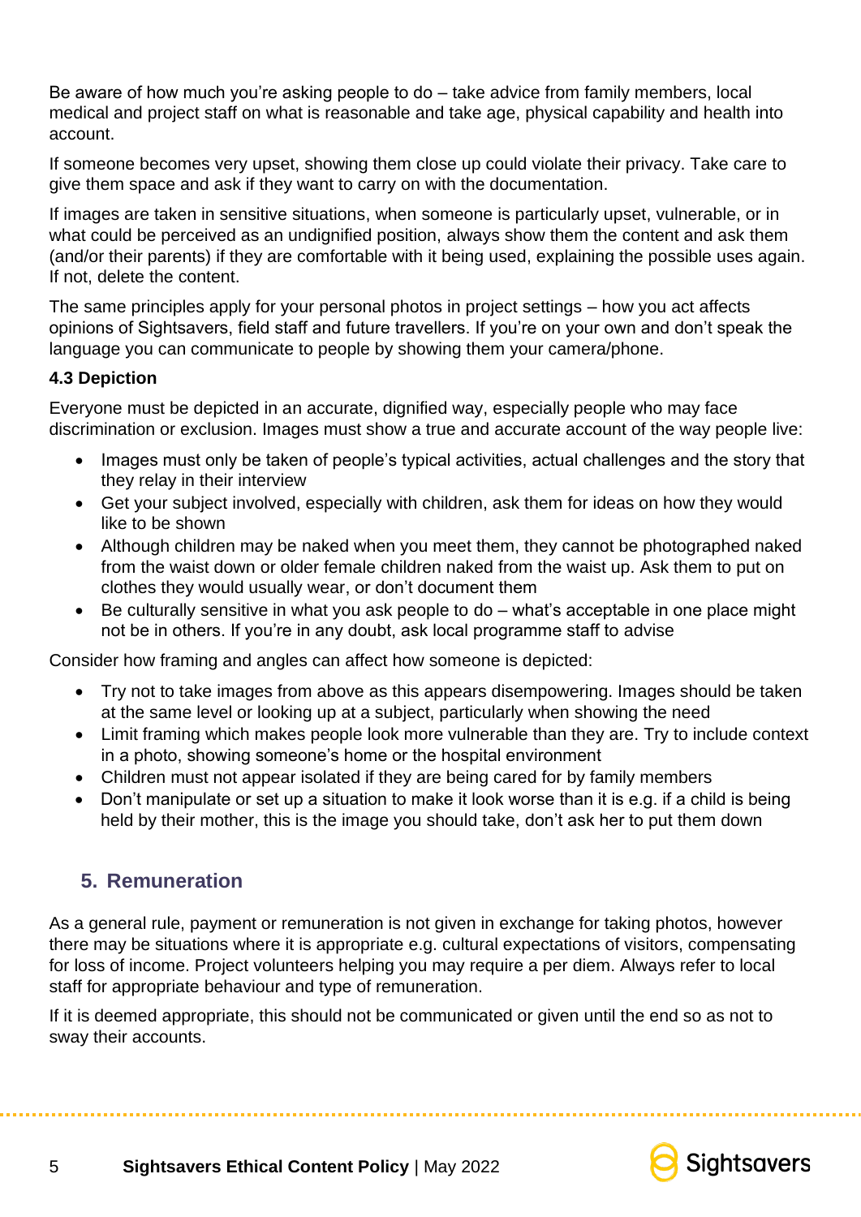Be aware of how much you're asking people to do – take advice from family members, local medical and project staff on what is reasonable and take age, physical capability and health into account.

If someone becomes very upset, showing them close up could violate their privacy. Take care to give them space and ask if they want to carry on with the documentation.

If images are taken in sensitive situations, when someone is particularly upset, vulnerable, or in what could be perceived as an undignified position, always show them the content and ask them (and/or their parents) if they are comfortable with it being used, explaining the possible uses again. If not, delete the content.

The same principles apply for your personal photos in project settings – how you act affects opinions of Sightsavers, field staff and future travellers. If you're on your own and don't speak the language you can communicate to people by showing them your camera/phone.

### 4.3 Depiction

Everyone must be depicted in an accurate, dignified way, especially people who may face discrimination or exclusion. Images must show a true and accurate account of the way people live:

- Images must only be taken of people's typical activities, actual challenges and the story that they relay in their interview
- Get your subject involved, especially with children, ask them for ideas on how they would like to be shown
- Although children may be naked when you meet them, they cannot be photographed naked from the waist down or older female children naked from the waist up. Ask them to put on clothes they would usually wear, or don't document them
- Be culturally sensitive in what you ask people to do – what's acceptable in one place might not be in others. If you're in any doubt, ask local programme staff to advise

Consider how framing and angles can affect how someone is depicted:

- Try not to take images from above as this appears disempowering. Images should be taken at the same level or looking up at a subject, particularly when showing the need
- Limit framing which makes people look more vulnerable than they are. Try to include context in a photo, showing someone's home or the hospital environment
- Children must not appear isolated if they are being cared for by family members
- Don't manipulate or set up a situation to make it look worse than it is e.g. if a child is being held by their mother, this is the image you should take, don't ask her to put them down

## 5. Remuneration

As a general rule, payment or remuneration is not given in exchange for taking photos, however there may be situations where it is appropriate e.g. cultural expectations of visitors, compensating for loss of income. Project volunteers helping you may require a per diem. Always refer to local staff for appropriate behaviour and type of remuneration.

If it is deemed appropriate, this should not be communicated or given until the end so as not to sway their accounts.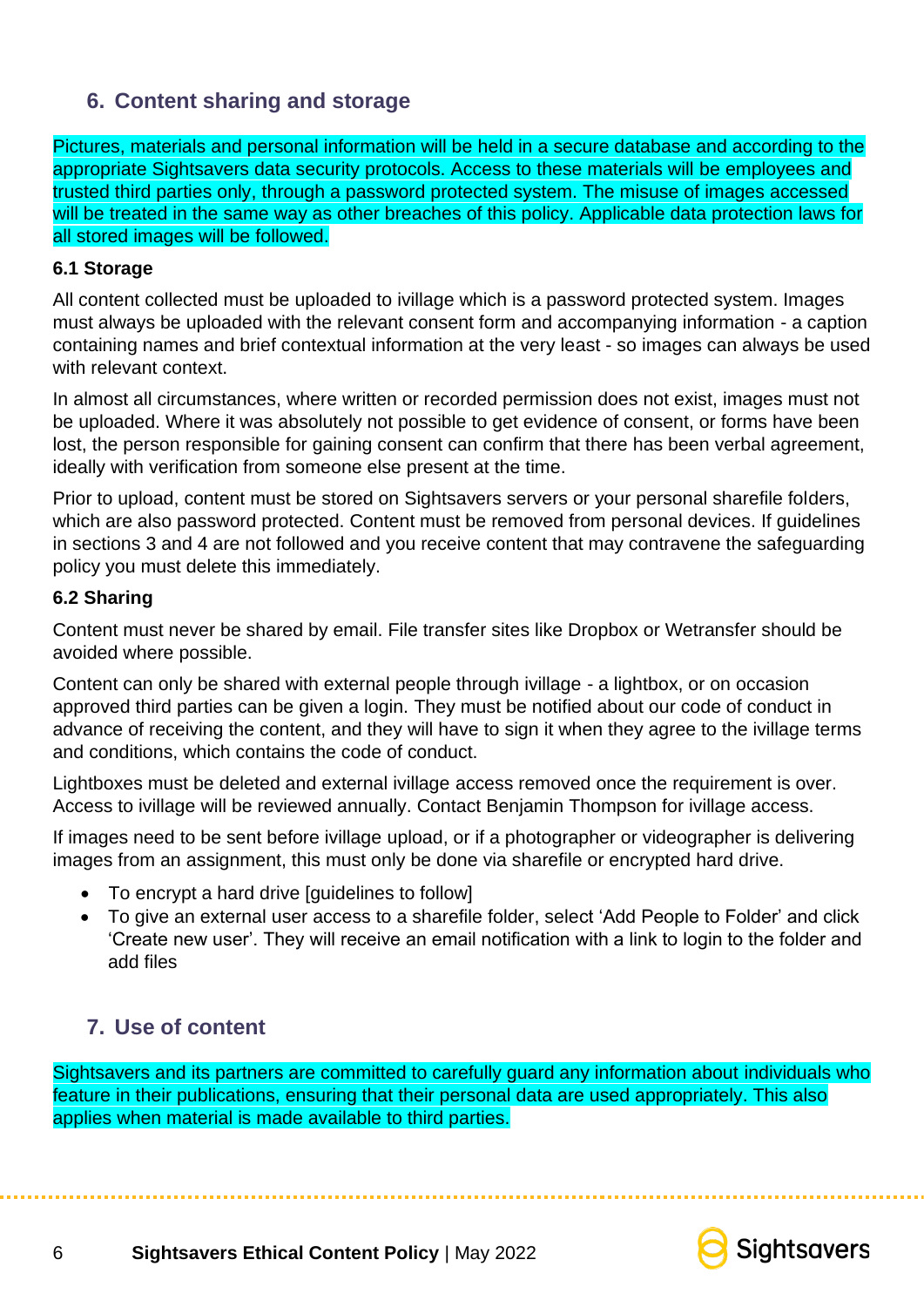## 6. Content sharing and storage

Pictures, materials and personal information will be held in a secure database and according to the appropriate Sightsavers data security protocols. Access to these materials will be employees and trusted third parties only, through a password protected system. The misuse of images accessed will be treated in the same way as other breaches of this policy. Applicable data protection laws for all stored images will be followed.

### 6.1 Storage

All content collected must be uploaded to ivillage which is a password protected system. Images must always be uploaded with the relevant consent form and accompanying information - a caption containing names and brief contextual information at the very least - so images can always be used with relevant context.

In almost all circumstances, where written or recorded permission does not exist, images must not be uploaded. Where it was absolutely not possible to get evidence of consent, or forms have been lost, the person responsible for gaining consent can confirm that there has been verbal agreement, ideally with verification from someone else present at the time.

Prior to upload, content must be stored on Sightsavers servers or your personal sharefile folders, which are also password protected. Content must be removed from personal devices. If guidelines in sections 3 and 4 are not followed and you receive content that may contravene the safeguarding policy you must delete this immediately.

### 6.2 Sharing

Content must never be shared by email. File transfer sites like Dropbox or Wetransfer should be avoided where possible.

Content can only be shared with external people through ivillage - a lightbox, or on occasion approved third parties can be given a login. They must be notified about our code of conduct in advance of receiving the content, and they will have to sign it when they agree to the ivillage terms and conditions, which contains the code of conduct.

Lightboxes must be deleted and external ivillage access removed once the requirement is over. Access to ivillage will be reviewed annually. Contact Benjamin Thompson for ivillage access.

If images need to be sent before ivillage upload, or if a photographer or videographer is delivering images from an assignment, this must only be done via sharefile or encrypted hard drive.

- To encrypt a hard drive [guidelines to follow]
- To give an external user access to a sharefile folder, select 'Add People to Folder' and click 'Create new user'. They will receive an email notification with a link to login to the folder and add files

## 7. Use of content

Sightsavers and its partners are committed to carefully guard any information about individuals who feature in their publications, ensuring that their personal data are used appropriately. This also applies when material is made available to third parties.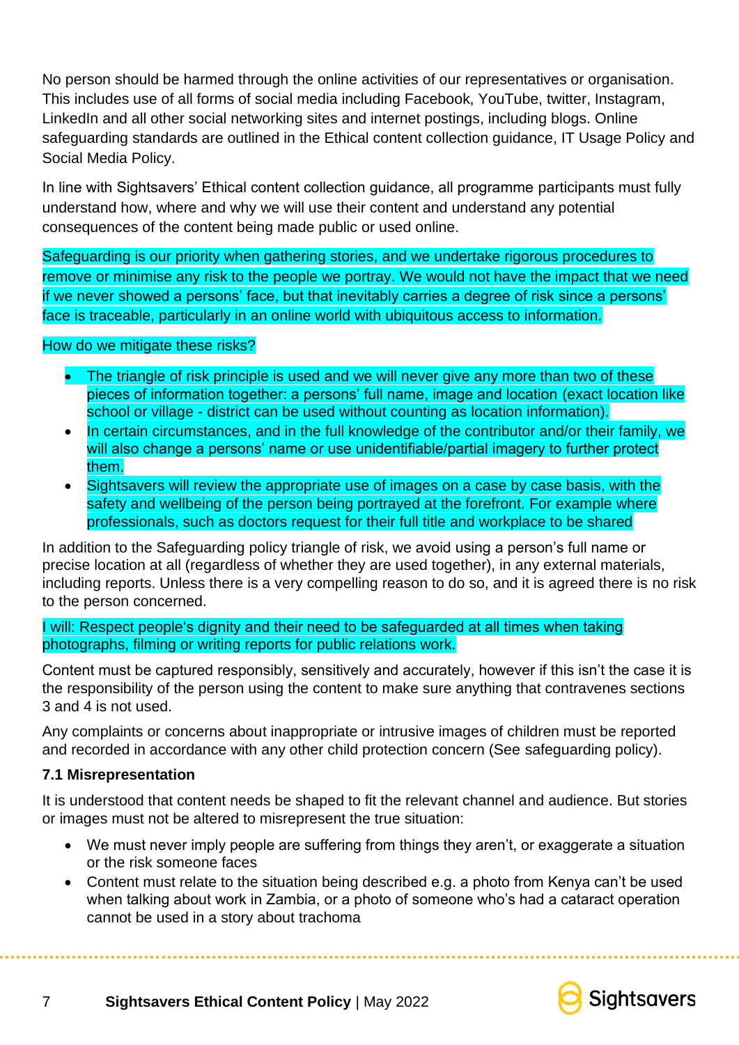No person should be harmed through the online activities of our representatives or organisation. This includes use of all forms of social media including Facebook, YouTube, twitter, Instagram, LinkedIn and all other social networking sites and internet postings, including blogs. Online safeguarding standards are outlined in the Ethical content collection guidance, IT Usage Policy and Social Media Policy.

In line with Sightsavers' Ethical content collection guidance, all programme participants must fully understand how, where and why we will use their content and understand any potential consequences of the content being made public or used online.

Safeguarding is our priority when gathering stories, and we undertake rigorous procedures to remove or minimise any risk to the people we portray. We would not have the impact that we need if we never showed a persons' face, but that inevitably carries a degree of risk since a persons' face is traceable, particularly in an online world with ubiquitous access to information.

How do we mitigate these risks?

- The triangle of risk principle is used and we will never give any more than two of these pieces of information together: a persons' full name, image and location (exact location like school or village - district can be used without counting as location information).
- In certain circumstances, and in the full knowledge of the contributor and/or their family, we will also change a persons' name or use unidentifiable/partial imagery to further protect them.
- Sightsavers will review the appropriate use of images on a case by case basis, with the safety and wellbeing of the person being portrayed at the forefront. For example where professionals, such as doctors request for their full title and workplace to be shared

In addition to the Safeguarding policy triangle of risk, we avoid using a person's full name or precise location at all (regardless of whether they are used together), in any external materials, including reports. Unless there is a very compelling reason to do so, and it is agreed there is no risk to the person concerned.

I will: Respect people's dignity and their need to be safeguarded at all times when taking photographs, filming or writing reports for public relations work.

Content must be captured responsibly, sensitively and accurately, however if this isn't the case it is the responsibility of the person using the content to make sure anything that contravenes sections 3 and 4 is not used.

Any complaints or concerns about inappropriate or intrusive images of children must be reported and recorded in accordance with any other child protection concern (See safeguarding policy).

### 7.1 Misrepresentation

It is understood that content needs be shaped to fit the relevant channel and audience. But stories or images must not be altered to misrepresent the true situation:

- We must never imply people are suffering from things they aren't, or exaggerate a situation or the risk someone faces
- Content must relate to the situation being described e.g. a photo from Kenya can't be used when talking about work in Zambia, or a photo of someone who's had a cataract operation cannot be used in a story about trachoma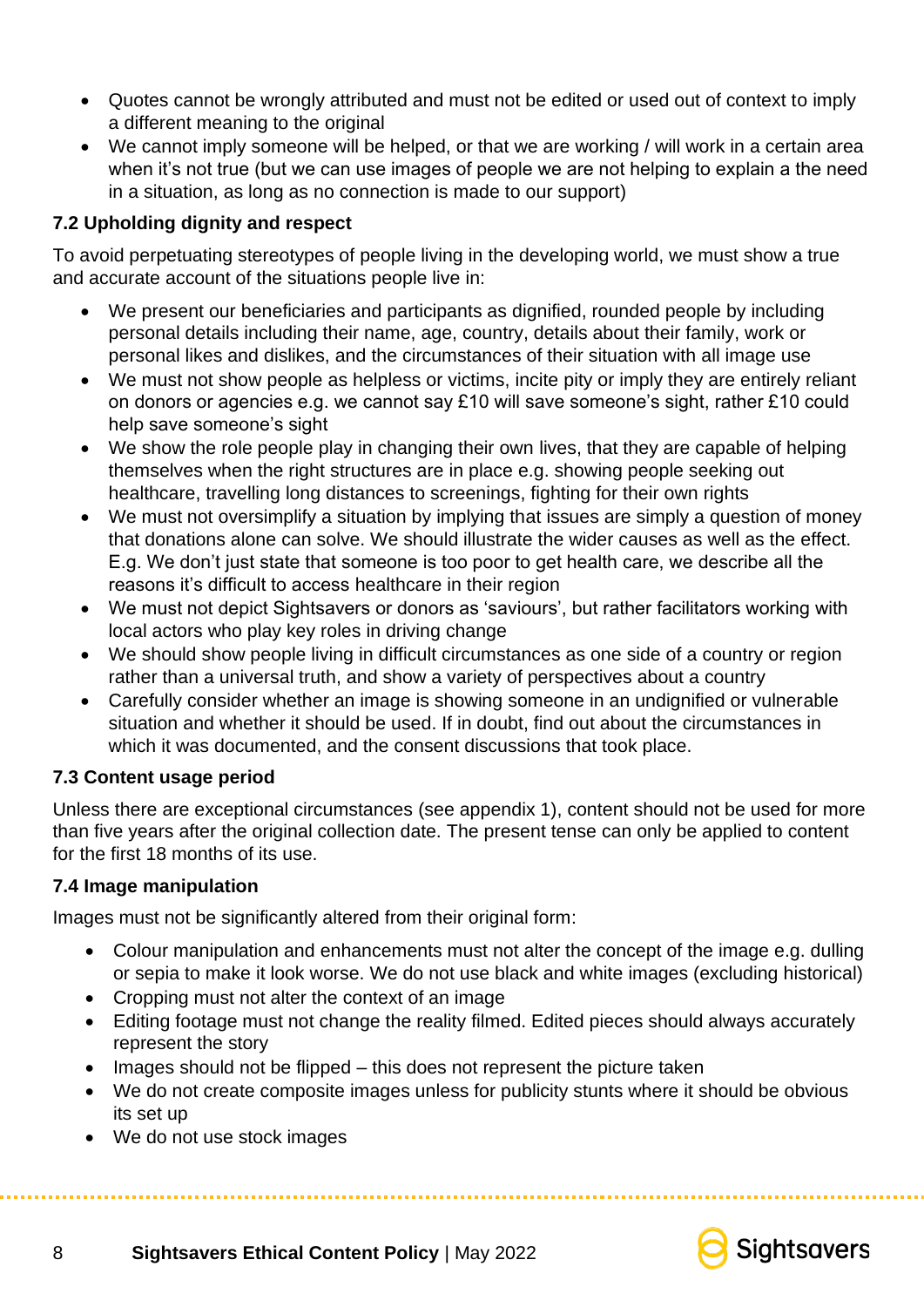- Quotes cannot be wrongly attributed and must not be edited or used out of context to imply a different meaning to the original
- We cannot imply someone will be helped, or that we are working / will work in a certain area when it's not true (but we can use images of people we are not helping to explain a the need in a situation, as long as no connection is made to our support)

**7.2 Upholding dignity and respect**

To avoid perpetuating stereotypes of people living in the developing world, we must show a true and accurate account of the situations people live in:

- We present our beneficiaries and participants as dignified, rounded people by including personal details including their name, age, country, details about their family, work or personal likes and dislikes, and the circumstances of their situation with all image use
- We must not show people as helpless or victims, incite pity or imply they are entirely reliant on donors or agencies e.g. we cannot say £10 will save someone's sight, rather £10 could help save someone's sight
- We show the role people play in changing their own lives, that they are capable of helping themselves when the right structures are in place e.g. showing people seeking out healthcare, travelling long distances to screenings, fighting for their own rights
- We must not oversimplify a situation by implying that issues are simply a question of money that donations alone can solve. We should illustrate the wider causes as well as the effect. E.g. We don't just state that someone is too poor to get health care, we describe all the reasons it's difficult to access healthcare in their region
- We must not depict Sightsavers or donors as 'saviours', but rather facilitators working with local actors who play key roles in driving change
- We should show people living in difficult circumstances as one side of a country or region rather than a universal truth, and show a variety of perspectives about a country
- Carefully consider whether an image is showing someone in an undignified or vulnerable situation and whether it should be used. If in doubt, find out about the circumstances in which it was documented, and the consent discussions that took place.

**7.3 Content usage period**

Unless there are exceptional circumstances (see appendix 1), content should not be used for more than five years after the original collection date. The present tense can only be applied to content for the first 18 months of its use.

**7.4 Image manipulation**

Images must not be significantly altered from their original form:

- Colour manipulation and enhancements must not alter the concept of the image e.g. dulling or sepia to make it look worse. We do not use black and white images (excluding historical)
- Cropping must not alter the context of an image
- Editing footage must not change the reality filmed. Edited pieces should always accurately represent the story
- Images should not be flipped – this does not represent the picture taken
- We do not create composite images unless for publicity stunts where it should be obvious its set up
- We do not use stock images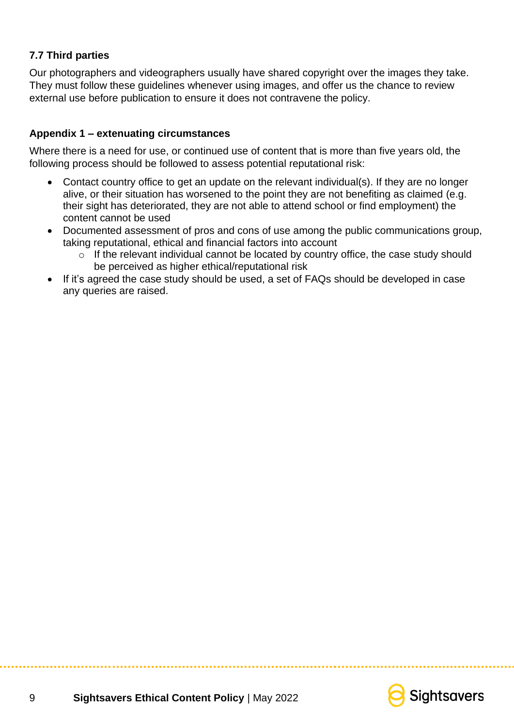### 7.7 Third parties

Our photographers and videographers usually have shared copyright over the images they take. They must follow these guidelines whenever using images, and offer us the chance to review external use before publication to ensure it does not contravene the policy.

### Appendix 1 – extenuating circumstances

Where there is a need for use, or continued use of content that is more than five years old, the following process should be followed to assess potential reputational risk:

- Contact country office to get an update on the relevant individual(s). If they are no longer alive, or their situation has worsened to the point they are not benefiting as claimed (e.g. their sight has deteriorated, they are not able to attend school or find employment) the content cannot be used
- Documented assessment of pros and cons of use among the public communications group, taking reputational, ethical and financial factors into account
  - If the relevant individual cannot be located by country office, the case study should be perceived as higher ethical/reputational risk
- If it's agreed the case study should be used, a set of FAQs should be developed in case any queries are raised.